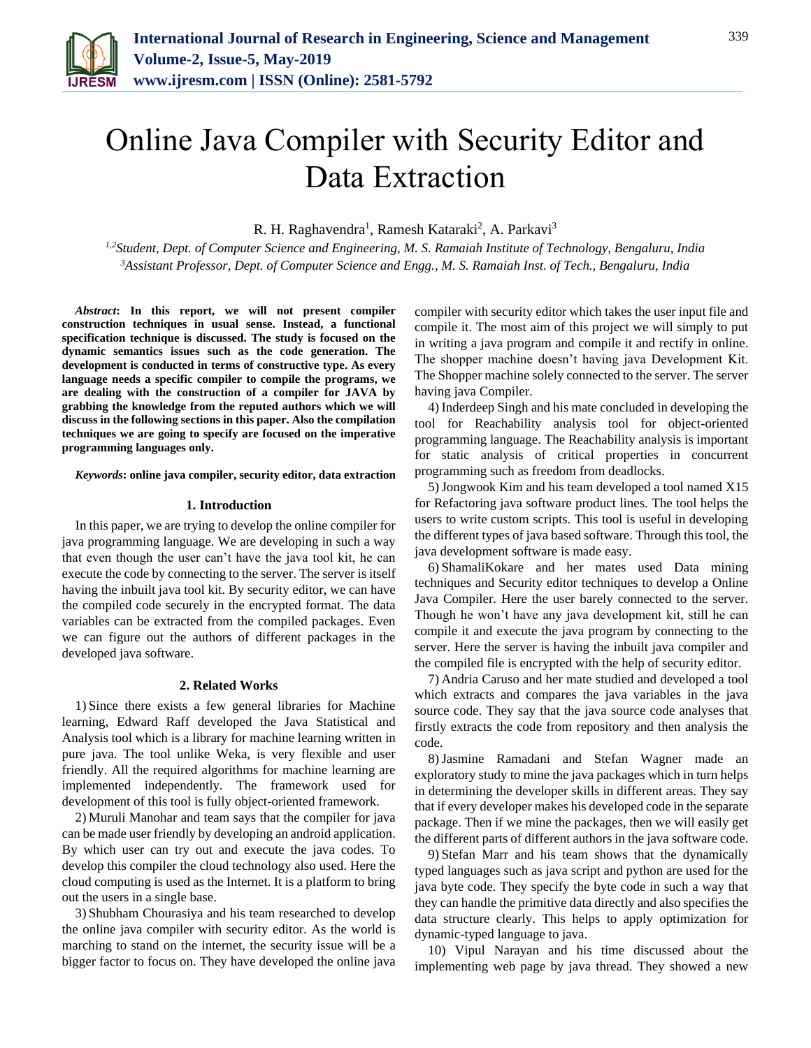# Online Java Compiler with Security Editor and Data Extraction

R. H. Raghavendra[1], Ramesh Kataraki[2], A. Parkavi[3]

[1,2]*Student, Dept. of Computer Science and Engineering, M. S. Ramaiah Institute of Technology, Bengaluru, India*
[3]*Assistant Professor, Dept. of Computer Science and Engg., M. S. Ramaiah Inst. of Tech., Bengaluru, India*

***Abstract*: In this report, we will not present compiler construction techniques in usual sense. Instead, a functional specification technique is discussed. The study is focused on the dynamic semantics issues such as the code generation. The development is conducted in terms of constructive type. As every language needs a specific compiler to compile the programs, we are dealing with the construction of a compiler for JAVA by grabbing the knowledge from the reputed authors which we will discuss in the following sections in this paper. Also the compilation techniques we are going to specify are focused on the imperative programming languages only.**

***Keywords*: online java compiler, security editor, data extraction**

## 1. Introduction

In this paper, we are trying to develop the online compiler for java programming language. We are developing in such a way that even though the user can't have the java tool kit, he can execute the code by connecting to the server. The server is itself having the inbuilt java tool kit. By security editor, we can have the compiled code securely in the encrypted format. The data variables can be extracted from the compiled packages. Even we can figure out the authors of different packages in the developed java software.

## 2. Related Works

1) Since there exists a few general libraries for Machine learning, Edward Raff developed the Java Statistical and Analysis tool which is a library for machine learning written in pure java. The tool unlike Weka, is very flexible and user friendly. All the required algorithms for machine learning are implemented independently. The framework used for development of this tool is fully object-oriented framework.

2) Muruli Manohar and team says that the compiler for java can be made user friendly by developing an android application. By which user can try out and execute the java codes. To develop this compiler the cloud technology also used. Here the cloud computing is used as the Internet. It is a platform to bring out the users in a single base.

3) Shubham Chourasiya and his team researched to develop the online java compiler with security editor. As the world is marching to stand on the internet, the security issue will be a bigger factor to focus on. They have developed the online java compiler with security editor which takes the user input file and compile it. The most aim of this project we will simply to put in writing a java program and compile it and rectify in online. The shopper machine doesn't having java Development Kit. The Shopper machine solely connected to the server. The server having java Compiler.

4) Inderdeep Singh and his mate concluded in developing the tool for Reachability analysis tool for object-oriented programming language. The Reachability analysis is important for static analysis of critical properties in concurrent programming such as freedom from deadlocks.

5) Jongwook Kim and his team developed a tool named X15 for Refactoring java software product lines. The tool helps the users to write custom scripts. This tool is useful in developing the different types of java based software. Through this tool, the java development software is made easy.

6) ShamaliKokare and her mates used Data mining techniques and Security editor techniques to develop a Online Java Compiler. Here the user barely connected to the server. Though he won't have any java development kit, still he can compile it and execute the java program by connecting to the server. Here the server is having the inbuilt java compiler and the compiled file is encrypted with the help of security editor.

7) Andria Caruso and her mate studied and developed a tool which extracts and compares the java variables in the java source code. They say that the java source code analyses that firstly extracts the code from repository and then analysis the code.

8) Jasmine Ramadani and Stefan Wagner made an exploratory study to mine the java packages which in turn helps in determining the developer skills in different areas. They say that if every developer makes his developed code in the separate package. Then if we mine the packages, then we will easily get the different parts of different authors in the java software code.

9) Stefan Marr and his team shows that the dynamically typed languages such as java script and python are used for the java byte code. They specify the byte code in such a way that they can handle the primitive data directly and also specifies the data structure clearly. This helps to apply optimization for dynamic-typed language to java.

10) Vipul Narayan and his time discussed about the implementing web page by java thread. They showed a new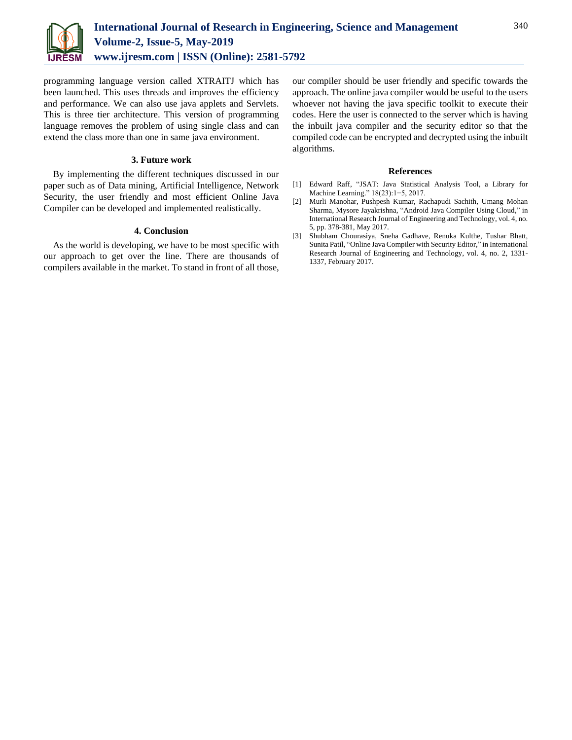programming language version called XTRAITJ which has been launched. This uses threads and improves the efficiency and performance. We can also use java applets and Servlets. This is three tier architecture. This version of programming language removes the problem of using single class and can extend the class more than one in same java environment.

## 3. Future work

By implementing the different techniques discussed in our paper such as of Data mining, Artificial Intelligence, Network Security, the user friendly and most efficient Online Java Compiler can be developed and implemented realistically.

## 4. Conclusion

As the world is developing, we have to be most specific with our approach to get over the line. There are thousands of compilers available in the market. To stand in front of all those, our compiler should be user friendly and specific towards the approach. The online java compiler would be useful to the users whoever not having the java specific toolkit to execute their codes. Here the user is connected to the server which is having the inbuilt java compiler and the security editor so that the compiled code can be encrypted and decrypted using the inbuilt algorithms.

## References

[1] Edward Raff, "JSAT: Java Statistical Analysis Tool, a Library for Machine Learning." 18(23):1−5, 2017.

[2] Murli Manohar, Pushpesh Kumar, Rachapudi Sachith, Umang Mohan Sharma, Mysore Jayakrishna, "Android Java Compiler Using Cloud," in International Research Journal of Engineering and Technology, vol. 4, no. 5, pp. 378-381, May 2017.

[3] Shubham Chourasiya, Sneha Gadhave, Renuka Kulthe, Tushar Bhatt, Sunita Patil, "Online Java Compiler with Security Editor," in International Research Journal of Engineering and Technology, vol. 4, no. 2, 1331-1337, February 2017.